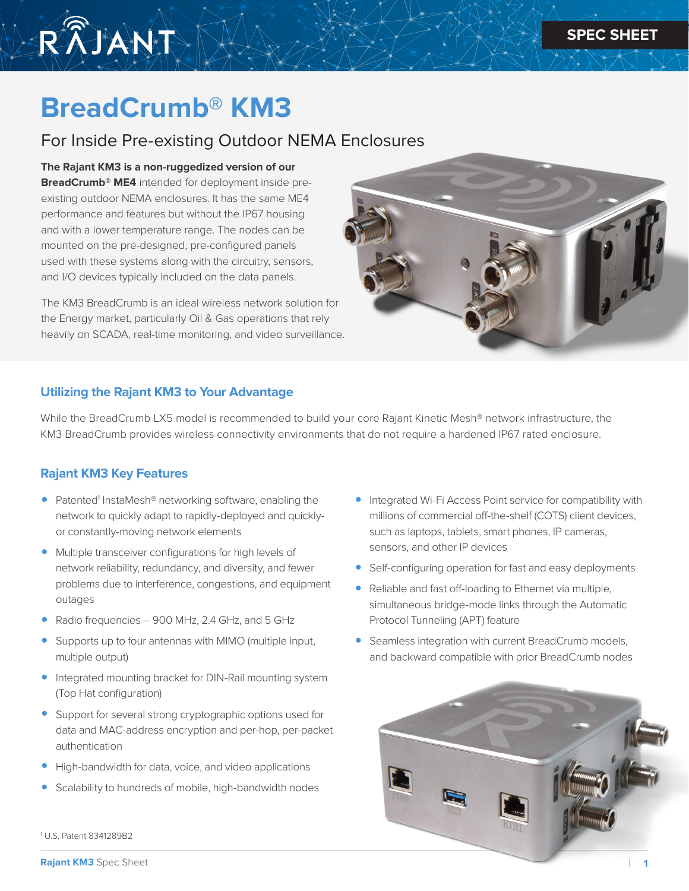SPEC SHEET

# BreadCrumb® KM3

## For Inside Pre-existing Outdoor NEMA Enclosures

**The Rajant KM3 is a non-ruggedized version of our BreadCrumb® ME4** intended for deployment inside pre-existing outdoor NEMA enclosures. It has the same ME4 performance and features but without the IP67 housing and with a lower temperature range. The nodes can be mounted on the pre-designed, pre-configured panels used with these systems along with the circuitry, sensors, and I/O devices typically included on the data panels.

The KM3 BreadCrumb is an ideal wireless network solution for the Energy market, particularly Oil & Gas operations that rely heavily on SCADA, real-time monitoring, and video surveillance.

### Utilizing the Rajant KM3 to Your Advantage

While the BreadCrumb LX5 model is recommended to build your core Rajant Kinetic Mesh® network infrastructure, the KM3 BreadCrumb provides wireless connectivity environments that do not require a hardened IP67 rated enclosure.

### Rajant KM3 Key Features

- Patented[1] InstaMesh® networking software, enabling the network to quickly adapt to rapidly-deployed and quickly- or constantly-moving network elements
- Multiple transceiver configurations for high levels of network reliability, redundancy, and diversity, and fewer problems due to interference, congestions, and equipment outages
- Radio frequencies – 900 MHz, 2.4 GHz, and 5 GHz
- Supports up to four antennas with MIMO (multiple input, multiple output)
- Integrated mounting bracket for DIN-Rail mounting system (Top Hat configuration)
- Support for several strong cryptographic options used for data and MAC-address encryption and per-hop, per-packet authentication
- High-bandwidth for data, voice, and video applications
- Scalability to hundreds of mobile, high-bandwidth nodes
- Integrated Wi-Fi Access Point service for compatibility with millions of commercial off-the-shelf (COTS) client devices, such as laptops, tablets, smart phones, IP cameras, sensors, and other IP devices
- Self-configuring operation for fast and easy deployments
- Reliable and fast off-loading to Ethernet via multiple, simultaneous bridge-mode links through the Automatic Protocol Tunneling (APT) feature
- Seamless integration with current BreadCrumb models, and backward compatible with prior BreadCrumb nodes

[1] U.S. Patent 8341289B2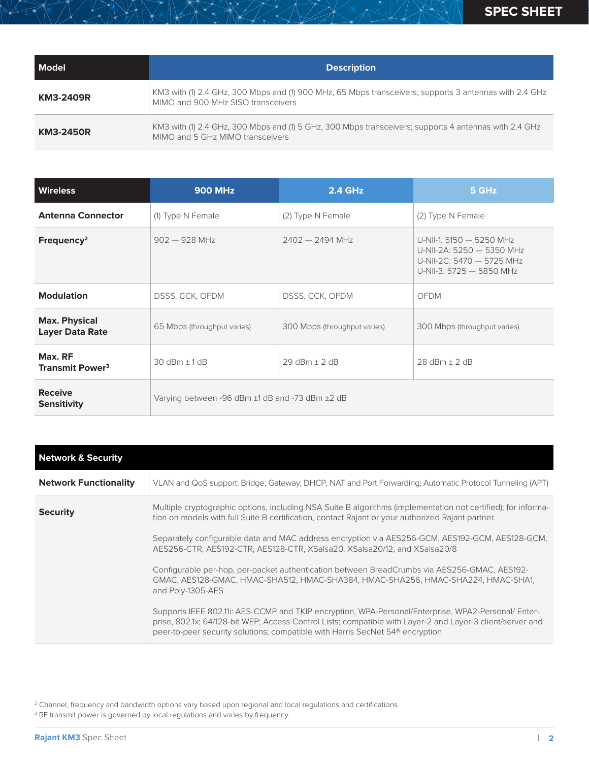| Model | Description |
| --- | --- |
| **KM3-2409R** | KM3 with (1) 2.4 GHz, 300 Mbps and (1) 900 MHz, 65 Mbps transceivers; supports 3 antennas with 2.4 GHz MIMO and 900 MHz SISO transceivers |
| **KM3-2450R** | KM3 with (1) 2.4 GHz, 300 Mbps and (1) 5 GHz, 300 Mbps transceivers; supports 4 antennas with 2.4 GHz MIMO and 5 GHz MIMO transceivers |

| Wireless | 900 MHz | 2.4 GHz | 5 GHz |
| --- | --- | --- | --- |
| **Antenna Connector** | (1) Type N Female | (2) Type N Female | (2) Type N Female |
| **Frequency[2]** | 902 — 928 MHz | 2402 — 2494 MHz | U-NII-1: 5150 — 5250 MHz<br>U-NII-2A: 5250 — 5350 MHz<br>U-NII-2C: 5470 — 5725 MHz<br>U-NII-3: 5725 — 5850 MHz |
| **Modulation** | DSSS, CCK, OFDM | DSSS, CCK, OFDM | OFDM |
| **Max. Physical Layer Data Rate** | 65 Mbps (throughput varies) | 300 Mbps (throughput varies) | 300 Mbps (throughput varies) |
| **Max. RF Transmit Power[3]** | 30 dBm ± 1 dB | 29 dBm ± 2 dB | 28 dBm ± 2 dB |
| **Receive Sensitivity** | Varying between -96 dBm ±1 dB and -73 dBm ±2 dB | | |

| Network & Security | |
| --- | --- |
| **Network Functionality** | VLAN and QoS support; Bridge; Gateway; DHCP; NAT and Port Forwarding; Automatic Protocol Tunneling (APT) |
| **Security** | Multiple cryptographic options, including NSA Suite B algorithms (implementation not certified); for information on models with full Suite B certification, contact Rajant or your authorized Rajant partner.<br><br>Separately configurable data and MAC address encryption via AES256-GCM, AES192-GCM, AES128-GCM, AES256-CTR, AES192-CTR, AES128-CTR, XSalsa20, XSalsa20/12, and XSalsa20/8<br><br>Configurable per-hop, per-packet authentication between BreadCrumbs via AES256-GMAC, AES192-GMAC, AES128-GMAC, HMAC-SHA512, HMAC-SHA384, HMAC-SHA256, HMAC-SHA224, HMAC-SHA1, and Poly-1305-AES<br><br>Supports IEEE 802.11i: AES-CCMP and TKIP encryption, WPA-Personal/Enterprise, WPA2-Personal/ Enterprise, 802.1x; 64/128-bit WEP; Access Control Lists; compatible with Layer-2 and Layer-3 client/server and peer-to-peer security solutions; compatible with Harris SecNet 54® encryption |

[2] Channel, frequency and bandwidth options vary based upon regional and local regulations and certifications.

[3] RF transmit power is governed by local regulations and varies by frequency.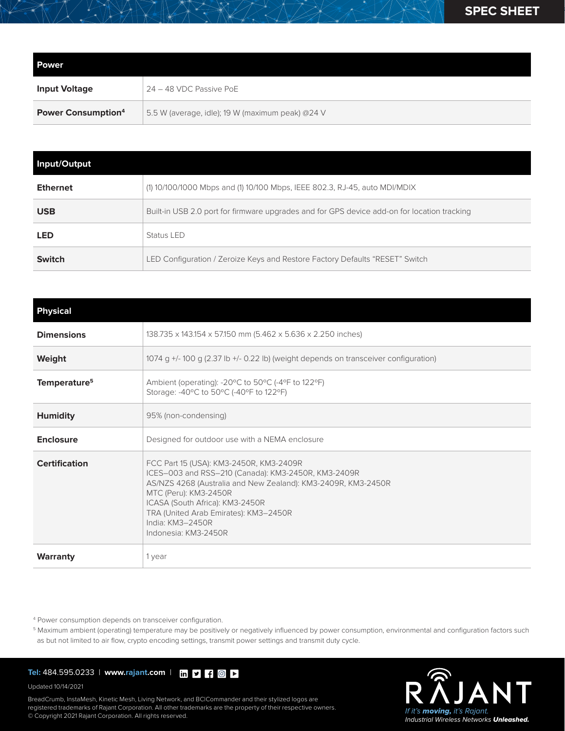| Power | |
|---|---|
| **Input Voltage** | 24 – 48 VDC Passive PoE |
| **Power Consumption**[4] | 5.5 W (average, idle); 19 W (maximum peak) @24 V |

| Input/Output | |
|---|---|
| **Ethernet** | (1) 10/100/1000 Mbps and (1) 10/100 Mbps, IEEE 802.3, RJ-45, auto MDI/MDIX |
| **USB** | Built-in USB 2.0 port for firmware upgrades and for GPS device add-on for location tracking |
| **LED** | Status LED |
| **Switch** | LED Configuration / Zeroize Keys and Restore Factory Defaults "RESET" Switch |

| Physical | |
|---|---|
| **Dimensions** | 138.735 x 143.154 x 57.150 mm (5.462 x 5.636 x 2.250 inches) |
| **Weight** | 1074 g +/- 100 g (2.37 lb +/- 0.22 lb) (weight depends on transceiver configuration) |
| **Temperature**[5] | Ambient (operating): -20ºC to 50ºC (-4ºF to 122ºF)<br>Storage: -40ºC to 50ºC (-40ºF to 122ºF) |
| **Humidity** | 95% (non-condensing) |
| **Enclosure** | Designed for outdoor use with a NEMA enclosure |
| **Certification** | FCC Part 15 (USA): KM3-2450R, KM3-2409R<br>ICES–003 and RSS–210 (Canada): KM3-2450R, KM3-2409R<br>AS/NZS 4268 (Australia and New Zealand): KM3-2409R, KM3-2450R<br>MTC (Peru): KM3-2450R<br>ICASA (South Africa): KM3-2450R<br>TRA (United Arab Emirates): KM3–2450R<br>India: KM3–2450R<br>Indonesia: KM3-2450R |
| **Warranty** | 1 year |

[4] Power consumption depends on transceiver configuration.

[5] Maximum ambient (operating) temperature may be positively or negatively influenced by power consumption, environmental and configuration factors such as but not limited to air flow, crypto encoding settings, transmit power settings and transmit duty cycle.

**Tel:** 484.595.0233 | **www.rajant.com** |

Updated 10/14/2021

BreadCrumb, InstaMesh, Kinetic Mesh, Living Network, and BCICommander and their stylized logos are registered trademarks of Rajant Corporation. All other trademarks are the property of their respective owners. © Copyright 2021 Rajant Corporation. All rights reserved.

RAJANT

*If it's **moving,** it's Rajant.*
*Industrial Wireless Networks **Unleashed.***